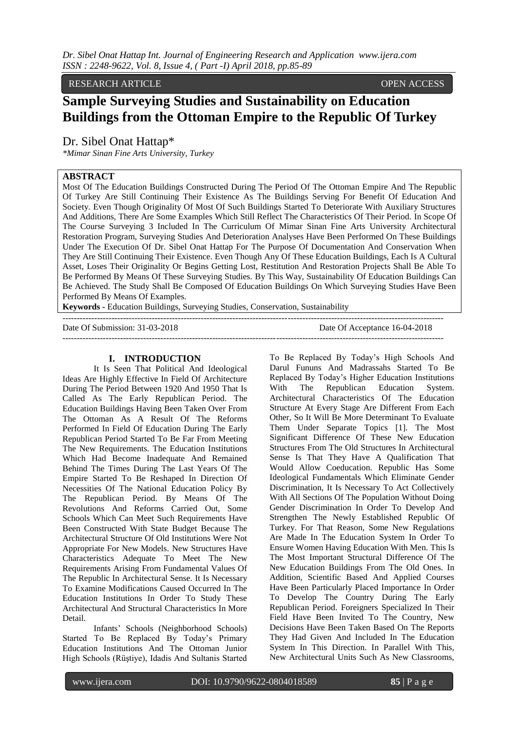RESEARCH ARTICLE OPEN ACCESS

# Sample Surveying Studies and Sustainability on Education Buildings from the Ottoman Empire to the Republic Of Turkey

Dr. Sibel Onat Hattap*

*\*Mimar Sinan Fine Arts University, Turkey*

## ABSTRACT

Most Of The Education Buildings Constructed During The Period Of The Ottoman Empire And The Republic Of Turkey Are Still Continuing Their Existence As The Buildings Serving For Benefit Of Education And Society. Even Though Originality Of Most Of Such Buildings Started To Deteriorate With Auxiliary Structures And Additions, There Are Some Examples Which Still Reflect The Characteristics Of Their Period. In Scope Of The Course Surveying 3 Included In The Curriculum Of Mimar Sinan Fine Arts University Architectural Restoration Program, Surveying Studies And Deterioration Analyses Have Been Performed On These Buildings Under The Execution Of Dr. Sibel Onat Hattap For The Purpose Of Documentation And Conservation When They Are Still Continuing Their Existence. Even Though Any Of These Education Buildings, Each Is A Cultural Asset, Loses Their Originality Or Begins Getting Lost, Restitution And Restoration Projects Shall Be Able To Be Performed By Means Of These Surveying Studies. By This Way, Sustainability Of Education Buildings Can Be Achieved. The Study Shall Be Composed Of Education Buildings On Which Surveying Studies Have Been Performed By Means Of Examples.

**Keywords -** Education Buildings, Surveying Studies, Conservation, Sustainability

---

Date Of Submission: 31-03-2018 Date Of Acceptance 16-04-2018

---

## I. INTRODUCTION

It Is Seen That Political And Ideological Ideas Are Highly Effective In Field Of Architecture During The Period Between 1920 And 1950 That Is Called As The Early Republican Period. The Education Buildings Having Been Taken Over From The Ottoman As A Result Of The Reforms Performed In Field Of Education During The Early Republican Period Started To Be Far From Meeting The New Requirements. The Education Institutions Which Had Become Inadequate And Remained Behind The Times During The Last Years Of The Empire Started To Be Reshaped In Direction Of Necessities Of The National Education Policy By The Republican Period. By Means Of The Revolutions And Reforms Carried Out, Some Schools Which Can Meet Such Requirements Have Been Constructed With State Budget Because The Architectural Structure Of Old Institutions Were Not Appropriate For New Models. New Structures Have Characteristics Adequate To Meet The New Requirements Arising From Fundamental Values Of The Republic In Architectural Sense. It Is Necessary To Examine Modifications Caused Occurred In The Education Institutions In Order To Study These Architectural And Structural Characteristics In More Detail.

Infants' Schools (Neighborhood Schools) Started To Be Replaced By Today's Primary Education Institutions And The Ottoman Junior High Schools (Rüştiye), Idadis And Sultanis Started To Be Replaced By Today's High Schools And Darul Fununs And Madrassahs Started To Be Replaced By Today's Higher Education Institutions With The Republican Education System. Architectural Characteristics Of The Education Structure At Every Stage Are Different From Each Other, So It Will Be More Determinant To Evaluate Them Under Separate Topics [1]. The Most Significant Difference Of These New Education Structures From The Old Structures In Architectural Sense Is That They Have A Qualification That Would Allow Coeducation. Republic Has Some Ideological Fundamentals Which Eliminate Gender Discrimination, It Is Necessary To Act Collectively With All Sections Of The Population Without Doing Gender Discrimination In Order To Develop And Strengthen The Newly Established Republic Of Turkey. For That Reason, Some New Regulations Are Made In The Education System In Order To Ensure Women Having Education With Men. This Is The Most Important Structural Difference Of The New Education Buildings From The Old Ones. In Addition, Scientific Based And Applied Courses Have Been Particularly Placed Importance In Order To Develop The Country During The Early Republican Period. Foreigners Specialized In Their Field Have Been Invited To The Country, New Decisions Have Been Taken Based On The Reports They Had Given And Included In The Education System In This Direction. In Parallel With This, New Architectural Units Such As New Classrooms,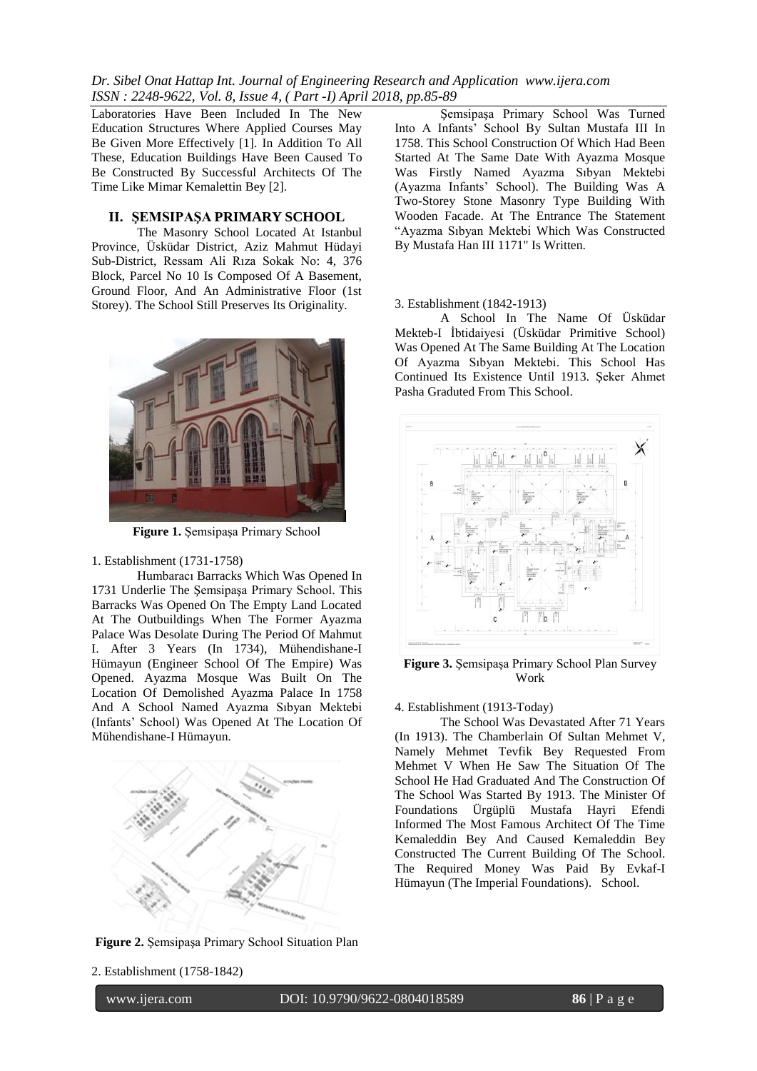Laboratories Have Been Included In The New Education Structures Where Applied Courses May Be Given More Effectively [1]. In Addition To All These, Education Buildings Have Been Caused To Be Constructed By Successful Architects Of The Time Like Mimar Kemalettin Bey [2].

## II. ŞEMSIPAŞA PRIMARY SCHOOL

The Masonry School Located At Istanbul Province, Üsküdar District, Aziz Mahmut Hüdayi Sub-District, Ressam Ali Rıza Sokak No: 4, 376 Block, Parcel No 10 Is Composed Of A Basement, Ground Floor, And An Administrative Floor (1st Storey). The School Still Preserves Its Originality.

**Figure 1.** Şemsipaşa Primary School

1. Establishment (1731-1758)

Humbaracı Barracks Which Was Opened In 1731 Underlie The Şemsipaşa Primary School. This Barracks Was Opened On The Empty Land Located At The Outbuildings When The Former Ayazma Palace Was Desolate During The Period Of Mahmut I. After 3 Years (In 1734), Mühendishane-I Hümayun (Engineer School Of The Empire) Was Opened. Ayazma Mosque Was Built On The Location Of Demolished Ayazma Palace In 1758 And A School Named Ayazma Sıbyan Mektebi (Infants' School) Was Opened At The Location Of Mühendishane-I Hümayun.

**Figure 2.** Şemsipaşa Primary School Situation Plan

2. Establishment (1758-1842)

Şemsipaşa Primary School Was Turned Into A Infants' School By Sultan Mustafa III In 1758. This School Construction Of Which Had Been Started At The Same Date With Ayazma Mosque Was Firstly Named Ayazma Sıbyan Mektebi (Ayazma Infants' School). The Building Was A Two-Storey Stone Masonry Type Building With Wooden Facade. At The Entrance The Statement "Ayazma Sıbyan Mektebi Which Was Constructed By Mustafa Han III 1171" Is Written.

3. Establishment (1842-1913)

A School In The Name Of Üsküdar Mekteb-I İbtidaiyesi (Üsküdar Primitive School) Was Opened At The Same Building At The Location Of Ayazma Sıbyan Mektebi. This School Has Continued Its Existence Until 1913. Şeker Ahmet Pasha Graduted From This School.

**Figure 3.** Şemsipaşa Primary School Plan Survey Work

4. Establishment (1913-Today)

The School Was Devastated After 71 Years (In 1913). The Chamberlain Of Sultan Mehmet V, Namely Mehmet Tevfik Bey Requested From Mehmet V When He Saw The Situation Of The School He Had Graduated And The Construction Of The School Was Started By 1913. The Minister Of Foundations Ürgüplü Mustafa Hayri Efendi Informed The Most Famous Architect Of The Time Kemaleddin Bey And Caused Kemaleddin Bey Constructed The Current Building Of The School. The Required Money Was Paid By Evkaf-I Hümayun (The Imperial Foundations). School.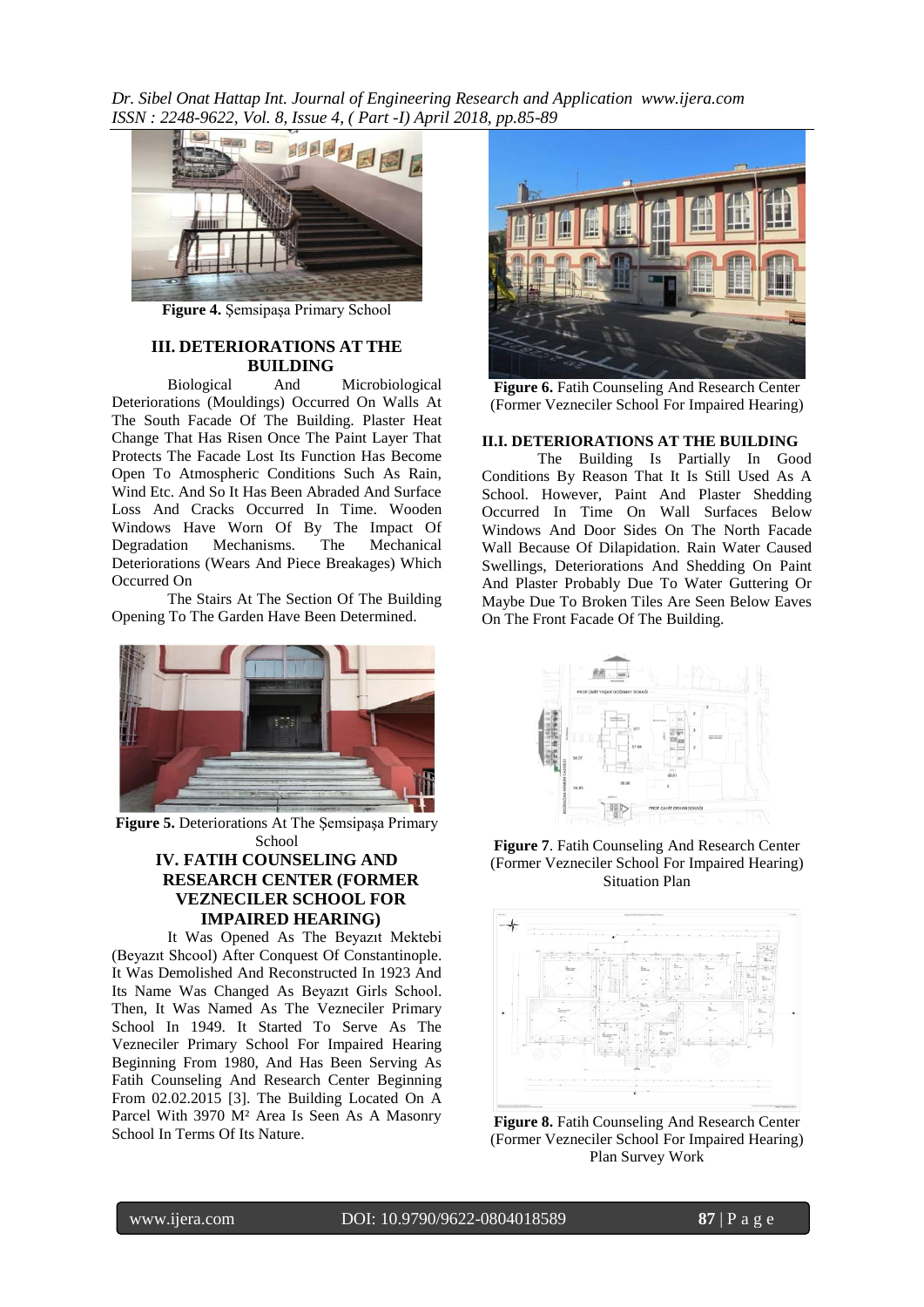**Figure 4.** Şemsipaşa Primary School

### III. DETERIORATIONS AT THE BUILDING

Biological And Microbiological Deteriorations (Mouldings) Occurred On Walls At The South Facade Of The Building. Plaster Heat Change That Has Risen Once The Paint Layer That Protects The Facade Lost Its Function Has Become Open To Atmospheric Conditions Such As Rain, Wind Etc. And So It Has Been Abraded And Surface Loss And Cracks Occurred In Time. Wooden Windows Have Worn Of By The Impact Of Degradation Mechanisms. The Mechanical Deteriorations (Wears And Piece Breakages) Which Occurred On

The Stairs At The Section Of The Building Opening To The Garden Have Been Determined.

**Figure 5.** Deteriorations At The Şemsipaşa Primary School

### IV. FATIH COUNSELING AND RESEARCH CENTER (FORMER VEZNECILER SCHOOL FOR IMPAIRED HEARING)

It Was Opened As The Beyazıt Mektebi (Beyazıt Shcool) After Conquest Of Constantinople. It Was Demolished And Reconstructed In 1923 And Its Name Was Changed As Beyazıt Girls School. Then, It Was Named As The Vezneciler Primary School In 1949. It Started To Serve As The Vezneciler Primary School For Impaired Hearing Beginning From 1980, And Has Been Serving As Fatih Counseling And Research Center Beginning From 02.02.2015 [3]. The Building Located On A Parcel With 3970 M² Area Is Seen As A Masonry School In Terms Of Its Nature.

**Figure 6.** Fatih Counseling And Research Center (Former Vezneciler School For Impaired Hearing)

### II.I. DETERIORATIONS AT THE BUILDING

The Building Is Partially In Good Conditions By Reason That It Is Still Used As A School. However, Paint And Plaster Shedding Occurred In Time On Wall Surfaces Below Windows And Door Sides On The North Facade Wall Because Of Dilapidation. Rain Water Caused Swellings, Deteriorations And Shedding On Paint And Plaster Probably Due To Water Guttering Or Maybe Due To Broken Tiles Are Seen Below Eaves On The Front Facade Of The Building.

**Figure 7**. Fatih Counseling And Research Center (Former Vezneciler School For Impaired Hearing) Situation Plan

**Figure 8.** Fatih Counseling And Research Center (Former Vezneciler School For Impaired Hearing) Plan Survey Work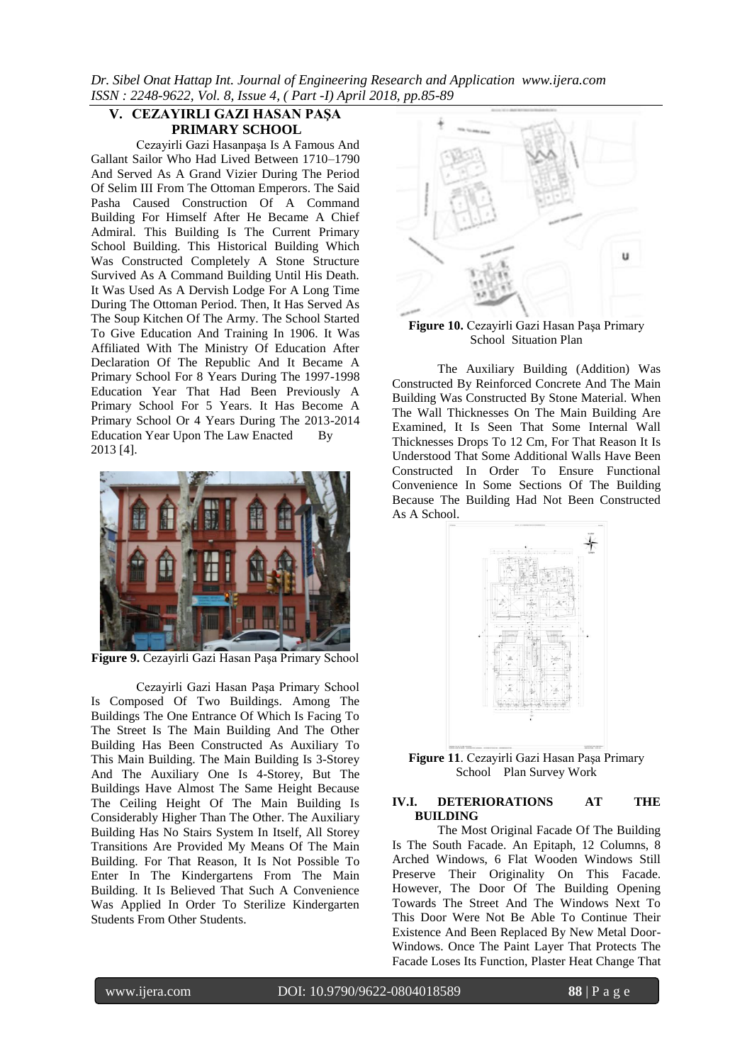## V. CEZAYIRLI GAZI HASAN PAŞA PRIMARY SCHOOL

Cezayirli Gazi Hasanpaşa Is A Famous And Gallant Sailor Who Had Lived Between 1710–1790 And Served As A Grand Vizier During The Period Of Selim III From The Ottoman Emperors. The Said Pasha Caused Construction Of A Command Building For Himself After He Became A Chief Admiral. This Building Is The Current Primary School Building. This Historical Building Which Was Constructed Completely A Stone Structure Survived As A Command Building Until His Death. It Was Used As A Dervish Lodge For A Long Time During The Ottoman Period. Then, It Has Served As The Soup Kitchen Of The Army. The School Started To Give Education And Training In 1906. It Was Affiliated With The Ministry Of Education After Declaration Of The Republic And It Became A Primary School For 8 Years During The 1997-1998 Education Year That Had Been Previously A Primary School For 5 Years. It Has Become A Primary School Or 4 Years During The 2013-2014 Education Year Upon The Law Enacted By 2013 [4].

**Figure 9.** Cezayirli Gazi Hasan Paşa Primary School

Cezayirli Gazi Hasan Paşa Primary School Is Composed Of Two Buildings. Among The Buildings The One Entrance Of Which Is Facing To The Street Is The Main Building And The Other Building Has Been Constructed As Auxiliary To This Main Building. The Main Building Is 3-Storey And The Auxiliary One Is 4-Storey, But The Buildings Have Almost The Same Height Because The Ceiling Height Of The Main Building Is Considerably Higher Than The Other. The Auxiliary Building Has No Stairs System In Itself, All Storey Transitions Are Provided My Means Of The Main Building. For That Reason, It Is Not Possible To Enter In The Kindergartens From The Main Building. It Is Believed That Such A Convenience Was Applied In Order To Sterilize Kindergarten Students From Other Students.

**Figure 10.** Cezayirli Gazi Hasan Paşa Primary School Situation Plan

The Auxiliary Building (Addition) Was Constructed By Reinforced Concrete And The Main Building Was Constructed By Stone Material. When The Wall Thicknesses On The Main Building Are Examined, It Is Seen That Some Internal Wall Thicknesses Drops To 12 Cm, For That Reason It Is Understood That Some Additional Walls Have Been Constructed In Order To Ensure Functional Convenience In Some Sections Of The Building Because The Building Had Not Been Constructed As A School.

**Figure 11**. Cezayirli Gazi Hasan Paşa Primary School Plan Survey Work

### IV.I. DETERIORATIONS AT THE BUILDING

The Most Original Facade Of The Building Is The South Facade. An Epitaph, 12 Columns, 8 Arched Windows, 6 Flat Wooden Windows Still Preserve Their Originality On This Facade. However, The Door Of The Building Opening Towards The Street And The Windows Next To This Door Were Not Be Able To Continue Their Existence And Been Replaced By New Metal Door-Windows. Once The Paint Layer That Protects The Facade Loses Its Function, Plaster Heat Change That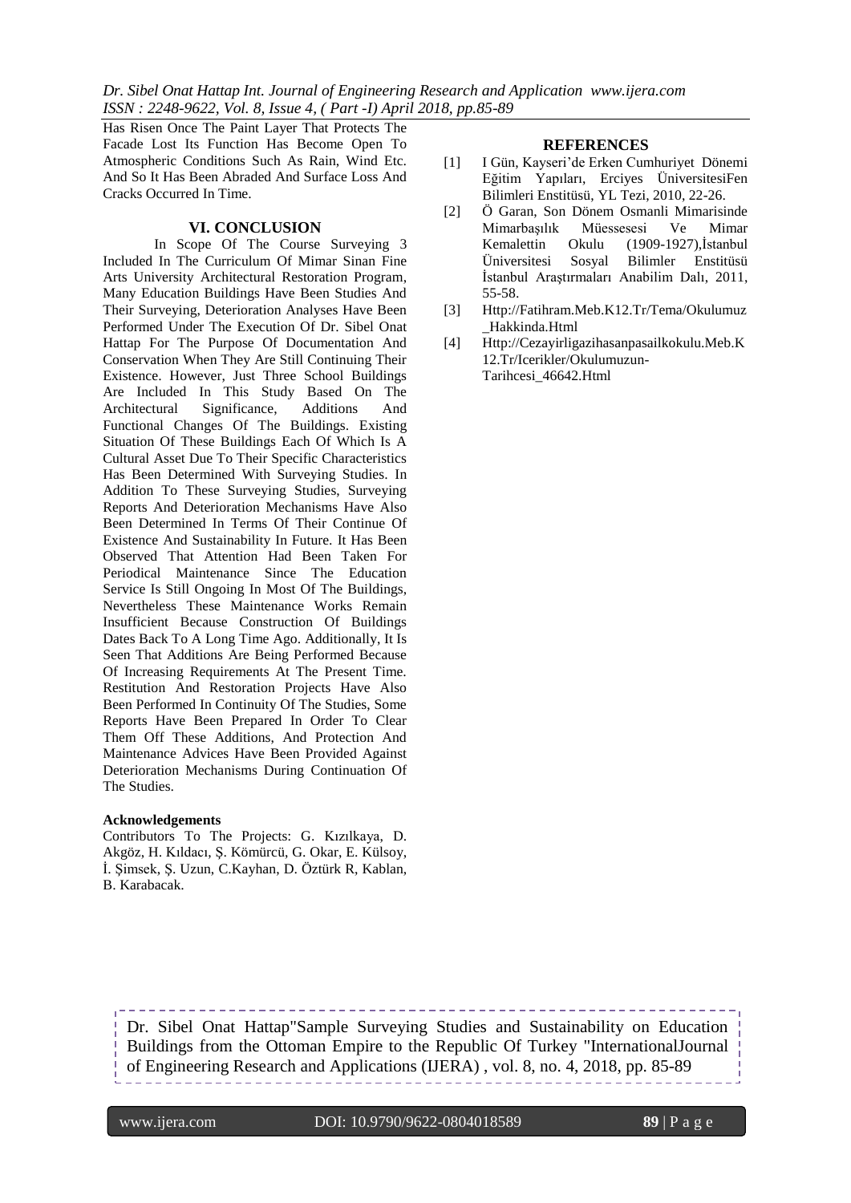Has Risen Once The Paint Layer That Protects The Facade Lost Its Function Has Become Open To Atmospheric Conditions Such As Rain, Wind Etc. And So It Has Been Abraded And Surface Loss And Cracks Occurred In Time.

## VI. CONCLUSION

In Scope Of The Course Surveying 3 Included In The Curriculum Of Mimar Sinan Fine Arts University Architectural Restoration Program, Many Education Buildings Have Been Studies And Their Surveying, Deterioration Analyses Have Been Performed Under The Execution Of Dr. Sibel Onat Hattap For The Purpose Of Documentation And Conservation When They Are Still Continuing Their Existence. However, Just Three School Buildings Are Included In This Study Based On The Architectural Significance, Additions And Functional Changes Of The Buildings. Existing Situation Of These Buildings Each Of Which Is A Cultural Asset Due To Their Specific Characteristics Has Been Determined With Surveying Studies. In Addition To These Surveying Studies, Surveying Reports And Deterioration Mechanisms Have Also Been Determined In Terms Of Their Continue Of Existence And Sustainability In Future. It Has Been Observed That Attention Had Been Taken For Periodical Maintenance Since The Education Service Is Still Ongoing In Most Of The Buildings, Nevertheless These Maintenance Works Remain Insufficient Because Construction Of Buildings Dates Back To A Long Time Ago. Additionally, It Is Seen That Additions Are Being Performed Because Of Increasing Requirements At The Present Time. Restitution And Restoration Projects Have Also Been Performed In Continuity Of The Studies, Some Reports Have Been Prepared In Order To Clear Them Off These Additions, And Protection And Maintenance Advices Have Been Provided Against Deterioration Mechanisms During Continuation Of The Studies.

**Acknowledgements**

Contributors To The Projects: G. Kızılkaya, D. Akgöz, H. Kıldacı, Ş. Kömürcü, G. Okar, E. Külsoy, İ. Şimsek, Ş. Uzun, C.Kayhan, D. Öztürk R, Kablan, B. Karabacak.

## REFERENCES

[1] I Gün, Kayseri'de Erken Cumhuriyet Dönemi Eğitim Yapıları, Erciyes ÜniversitesiFen Bilimleri Enstitüsü, YL Tezi, 2010, 22-26.

[2] Ö Garan, Son Dönem Osmanli Mimarisinde Mimarbaşılık Müessesesi Ve Mimar Kemalettin Okulu (1909-1927),İstanbul Üniversitesi Sosyal Bilimler Enstitüsü İstanbul Araştırmaları Anabilim Dalı, 2011, 55-58.

[3] Http://Fatihram.Meb.K12.Tr/Tema/Okulumuz_Hakkinda.Html

[4] Http://Cezayirligazihasanpasailkokulu.Meb.K12.Tr/Icerikler/Okulumuzun-Tarihcesi_46642.Html

Dr. Sibel Onat Hattap"Sample Surveying Studies and Sustainability on Education Buildings from the Ottoman Empire to the Republic Of Turkey "InternationalJournal of Engineering Research and Applications (IJERA) , vol. 8, no. 4, 2018, pp. 85-89